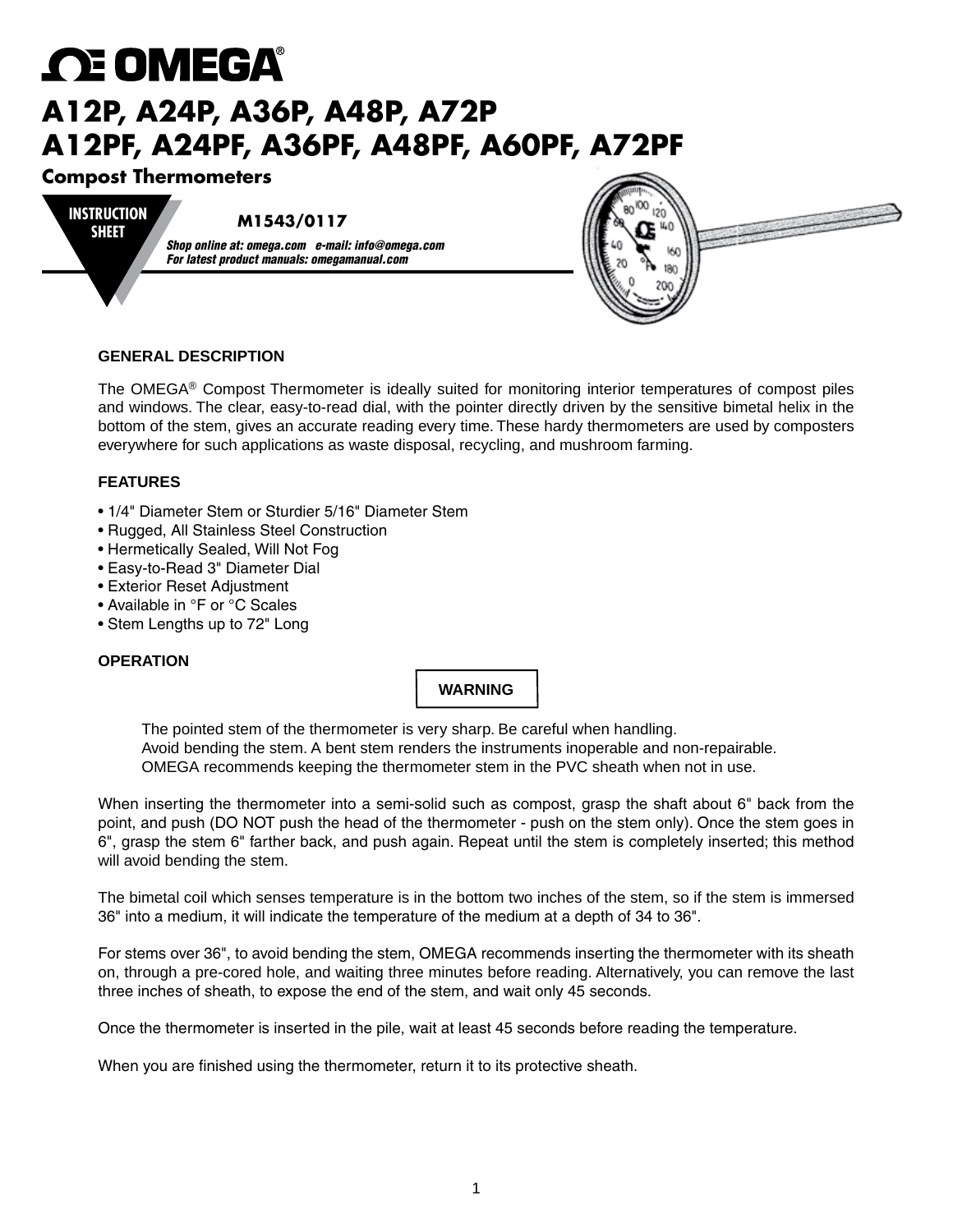# OMEGA®

# A12P, A24P, A36P, A48P, A72P
# A12PF, A24PF, A36PF, A48PF, A60PF, A72PF

## Compost Thermometers

**INSTRUCTION SHEET**

**M1543/0117**

***Shop online at: omega.com   e-mail: info@omega.com***
***For latest product manuals: omegamanual.com***

### GENERAL DESCRIPTION

The OMEGA® Compost Thermometer is ideally suited for monitoring interior temperatures of compost piles and windows. The clear, easy-to-read dial, with the pointer directly driven by the sensitive bimetal helix in the bottom of the stem, gives an accurate reading every time. These hardy thermometers are used by composters everywhere for such applications as waste disposal, recycling, and mushroom farming.

### FEATURES

- 1/4" Diameter Stem or Sturdier 5/16" Diameter Stem
- Rugged, All Stainless Steel Construction
- Hermetically Sealed, Will Not Fog
- Easy-to-Read 3" Diameter Dial
- Exterior Reset Adjustment
- Available in °F or °C Scales
- Stem Lengths up to 72" Long

### OPERATION

**WARNING**

The pointed stem of the thermometer is very sharp. Be careful when handling.
Avoid bending the stem. A bent stem renders the instruments inoperable and non-repairable.
OMEGA recommends keeping the thermometer stem in the PVC sheath when not in use.

When inserting the thermometer into a semi-solid such as compost, grasp the shaft about 6" back from the point, and push (DO NOT push the head of the thermometer - push on the stem only). Once the stem goes in 6", grasp the stem 6" farther back, and push again. Repeat until the stem is completely inserted; this method will avoid bending the stem.

The bimetal coil which senses temperature is in the bottom two inches of the stem, so if the stem is immersed 36" into a medium, it will indicate the temperature of the medium at a depth of 34 to 36".

For stems over 36", to avoid bending the stem, OMEGA recommends inserting the thermometer with its sheath on, through a pre-cored hole, and waiting three minutes before reading. Alternatively, you can remove the last three inches of sheath, to expose the end of the stem, and wait only 45 seconds.

Once the thermometer is inserted in the pile, wait at least 45 seconds before reading the temperature.

When you are finished using the thermometer, return it to its protective sheath.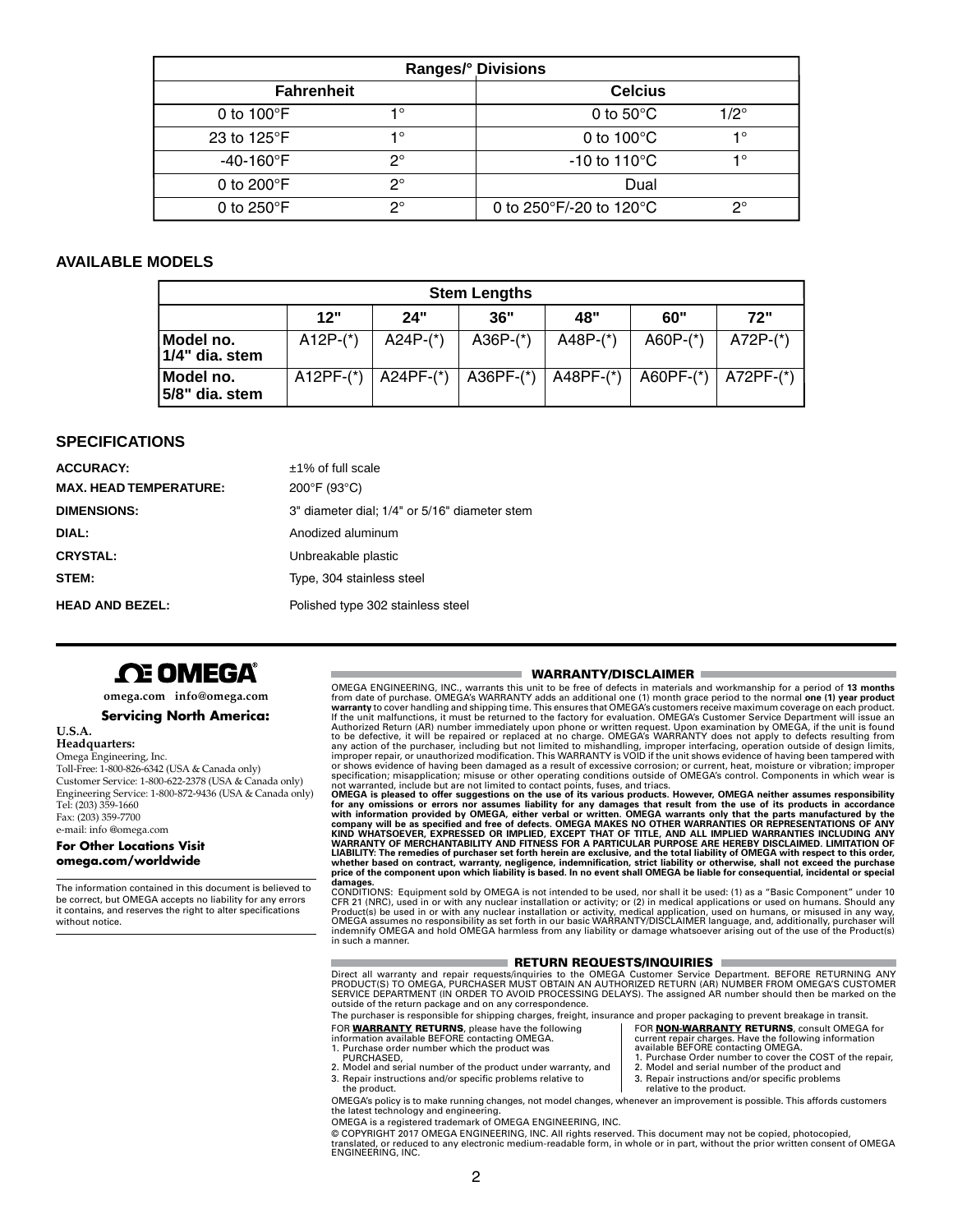| Ranges/° Divisions | | | |
|---|---|---|---|
| **Fahrenheit** | | **Celcius** | |
| 0 to 100°F | 1° | 0 to 50°C | 1/2° |
| 23 to 125°F | 1° | 0 to 100°C | 1° |
| -40-160°F | 2° | -10 to 110°C | 1° |
| 0 to 200°F | 2° | Dual | |
| 0 to 250°F | 2° | 0 to 250°F/-20 to 120°C | 2° |

## AVAILABLE MODELS

| Stem Lengths | | | | | | |
|---|---|---|---|---|---|---|
| | **12"** | **24"** | **36"** | **48"** | **60"** | **72"** |
| **Model no. 1/4" dia. stem** | A12P-(*) | A24P-(*) | A36P-(*) | A48P-(*) | A60P-(*) | A72P-(*) |
| **Model no. 5/8" dia. stem** | A12PF-(*) | A24PF-(*) | A36PF-(*) | A48PF-(*) | A60PF-(*) | A72PF-(*) |

## SPECIFICATIONS

**ACCURACY:** ±1% of full scale

**MAX. HEAD TEMPERATURE:** 200°F (93°C)

**DIMENSIONS:** 3" diameter dial; 1/4" or 5/16" diameter stem

**DIAL:** Anodized aluminum

**CRYSTAL:** Unbreakable plastic

**STEM:** Type, 304 stainless steel

**HEAD AND BEZEL:** Polished type 302 stainless steel

---

**OMEGA®**

omega.com info@omega.com

**Servicing North America:**

**U.S.A. Headquarters:**
Omega Engineering, Inc.
Toll-Free: 1-800-826-6342 (USA & Canada only)
Customer Service: 1-800-622-2378 (USA & Canada only)
Engineering Service: 1-800-872-9436 (USA & Canada only)
Tel: (203) 359-1660
Fax: (203) 359-7700
e-mail: info @omega.com

**For Other Locations Visit omega.com/worldwide**

The information contained in this document is believed to be correct, but OMEGA accepts no liability for any errors it contains, and reserves the right to alter specifications without notice.

### WARRANTY/DISCLAIMER

OMEGA ENGINEERING, INC., warrants this unit to be free of defects in materials and workmanship for a period of **13 months** from date of purchase. OMEGA's WARRANTY adds an additional one (1) month grace period to the normal **one (1) year product warranty** to cover handling and shipping time. This ensures that OMEGA's customers receive maximum coverage on each product. If the unit malfunctions, it must be returned to the factory for evaluation. OMEGA's Customer Service Department will issue an Authorized Return (AR) number immediately upon phone or written request. Upon examination by OMEGA, if the unit is found to be defective, it will be repaired or replaced at no charge. OMEGA's WARRANTY does not apply to defects resulting from any action of the purchaser, including but not limited to mishandling, improper interfacing, operation outside of design limits, improper repair, or unauthorized modification. This WARRANTY is VOID if the unit shows evidence of having been tampered with or shows evidence of having been damaged as a result of excessive corrosion; or current, heat, moisture or vibration; improper specification; misapplication; misuse or other operating conditions outside of OMEGA's control. Components in which wear is not warranted, include but are not limited to contact points, fuses, and triacs.

**OMEGA is pleased to offer suggestions on the use of its various products. However, OMEGA neither assumes responsibility for any omissions or errors nor assumes liability for any damages that result from the use of its products in accordance with information provided by OMEGA, either verbal or written. OMEGA warrants only that the parts manufactured by the company will be as specified and free of defects. OMEGA MAKES NO OTHER WARRANTIES OR REPRESENTATIONS OF ANY KIND WHATSOEVER, EXPRESSED OR IMPLIED, EXCEPT THAT OF TITLE, AND ALL IMPLIED WARRANTIES INCLUDING ANY WARRANTY OF MERCHANTABILITY AND FITNESS FOR A PARTICULAR PURPOSE ARE HEREBY DISCLAIMED. LIMITATION OF LIABILITY: The remedies of purchaser set forth herein are exclusive, and the total liability of OMEGA with respect to this order, whether based on contract, warranty, negligence, indemnification, strict liability or otherwise, shall not exceed the purchase price of the component upon which liability is based. In no event shall OMEGA be liable for consequential, incidental or special damages.**

CONDITIONS: Equipment sold by OMEGA is not intended to be used, nor shall it be used: (1) as a "Basic Component" under 10 CFR 21 (NRC), used in or with any nuclear installation or activity; or (2) in medical applications or used on humans. Should any Product(s) be used in or with any nuclear installation or activity, medical application, used on humans, or misused in any way, OMEGA assumes no responsibility as set forth in our basic WARRANTY/DISCLAIMER language, and, additionally, purchaser will indemnify OMEGA and hold OMEGA harmless from any liability or damage whatsoever arising out of the use of the Product(s) in such a manner.

### RETURN REQUESTS/INQUIRIES

Direct all warranty and repair requests/inquiries to the OMEGA Customer Service Department. BEFORE RETURNING ANY PRODUCT(S) TO OMEGA, PURCHASER MUST OBTAIN AN AUTHORIZED RETURN (AR) NUMBER FROM OMEGA'S CUSTOMER SERVICE DEPARTMENT (IN ORDER TO AVOID PROCESSING DELAYS). The assigned AR number should then be marked on the outside of the return package and on any correspondence.

The purchaser is responsible for shipping charges, freight, insurance and proper packaging to prevent breakage in transit.

FOR **WARRANTY RETURNS**, please have the following information available BEFORE contacting OMEGA.

1. Purchase order number which the product was PURCHASED,
2. Model and serial number of the product under warranty, and
3. Repair instructions and/or specific problems relative to the product.

FOR **NON-WARRANTY RETURNS**, consult OMEGA for current repair charges. Have the following information available BEFORE contacting OMEGA.

1. Purchase Order number to cover the COST of the repair,
2. Model and serial number of the product and
3. Repair instructions and/or specific problems relative to the product.

OMEGA's policy is to make running changes, not model changes, whenever an improvement is possible. This affords customers the latest technology and engineering.

OMEGA is a registered trademark of OMEGA ENGINEERING, INC.

© COPYRIGHT 2017 OMEGA ENGINEERING, INC. All rights reserved. This document may not be copied, photocopied, translated, or reduced to any electronic medium-readable form, in whole or in part, without the prior written consent of OMEGA ENGINEERING, INC.